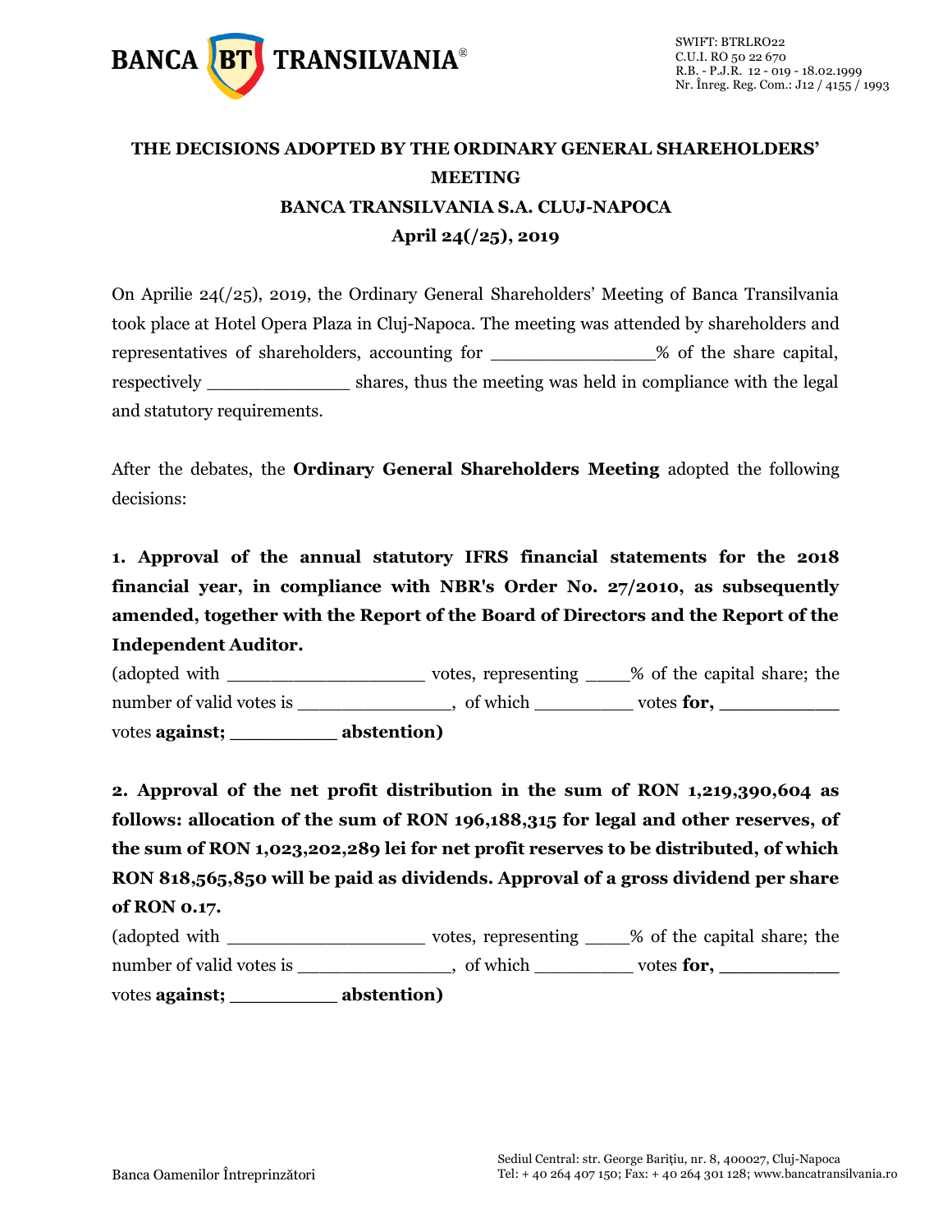# THE DECISIONS ADOPTED BY THE ORDINARY GENERAL SHAREHOLDERS' MEETING
## BANCA TRANSILVANIA S.A. CLUJ-NAPOCA
## April 24(/25), 2019

On Aprilie 24(/25), 2019, the Ordinary General Shareholders' Meeting of Banca Transilvania took place at Hotel Opera Plaza in Cluj-Napoca. The meeting was attended by shareholders and representatives of shareholders, accounting for _______________% of the share capital, respectively _____________ shares, thus the meeting was held in compliance with the legal and statutory requirements.

After the debates, the **Ordinary General Shareholders Meeting** adopted the following decisions:

**1. Approval of the annual statutory IFRS financial statements for the 2018 financial year, in compliance with NBR's Order No. 27/2010, as subsequently amended, together with the Report of the Board of Directors and the Report of the Independent Auditor.**

(adopted with __________________ votes, representing ____% of the capital share; the number of valid votes is ______________, of which _________ votes **for,** ___________ votes **against;** _________ **abstention)**

**2. Approval of the net profit distribution in the sum of RON 1,219,390,604 as follows: allocation of the sum of RON 196,188,315 for legal and other reserves, of the sum of RON 1,023,202,289 lei for net profit reserves to be distributed, of which RON 818,565,850 will be paid as dividends. Approval of a gross dividend per share of RON 0.17.**

(adopted with __________________ votes, representing ____% of the capital share; the number of valid votes is ______________, of which _________ votes **for,** ___________ votes **against;** _________ **abstention)**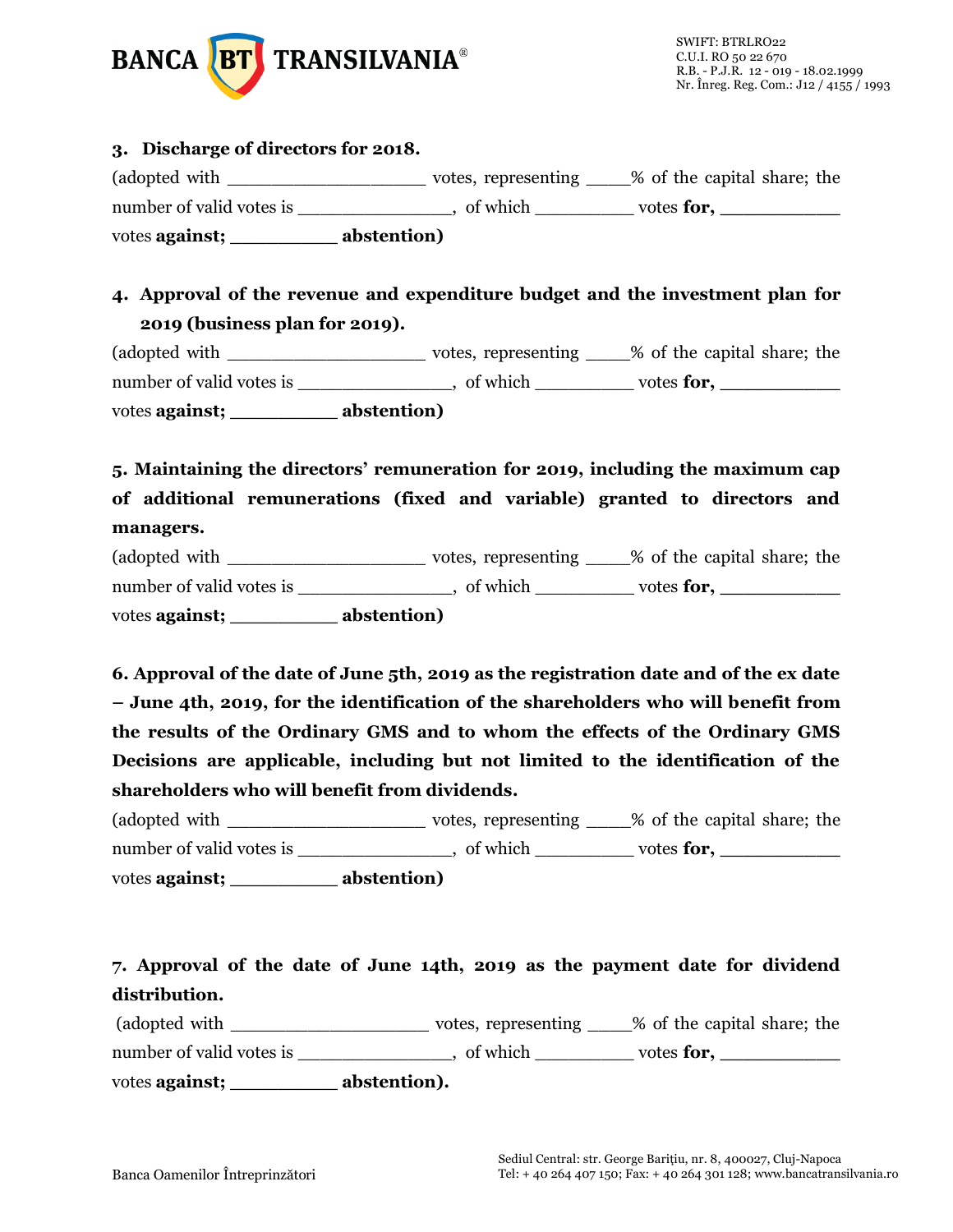**3. Discharge of directors for 2018.**

(adopted with ___________________ votes, representing ____% of the capital share; the number of valid votes is _______________, of which _________ votes **for,** ___________ votes **against;** __________ **abstention)**

**4. Approval of the revenue and expenditure budget and the investment plan for 2019 (business plan for 2019).**

(adopted with ___________________ votes, representing ____% of the capital share; the number of valid votes is _______________, of which _________ votes **for,** ___________ votes **against;** __________ **abstention)**

**5. Maintaining the directors' remuneration for 2019, including the maximum cap of additional remunerations (fixed and variable) granted to directors and managers.**

(adopted with ___________________ votes, representing ____% of the capital share; the number of valid votes is _______________, of which _________ votes **for,** ___________ votes **against;** __________ **abstention)**

**6. Approval of the date of June 5th, 2019 as the registration date and of the ex date – June 4th, 2019, for the identification of the shareholders who will benefit from the results of the Ordinary GMS and to whom the effects of the Ordinary GMS Decisions are applicable, including but not limited to the identification of the shareholders who will benefit from dividends.**

(adopted with ___________________ votes, representing ____% of the capital share; the number of valid votes is _______________, of which _________ votes **for,** ___________ votes **against;** __________ **abstention)**

**7. Approval of the date of June 14th, 2019 as the payment date for dividend distribution.**

(adopted with ___________________ votes, representing ____% of the capital share; the number of valid votes is _______________, of which _________ votes **for,** ___________ votes **against;** __________ **abstention).**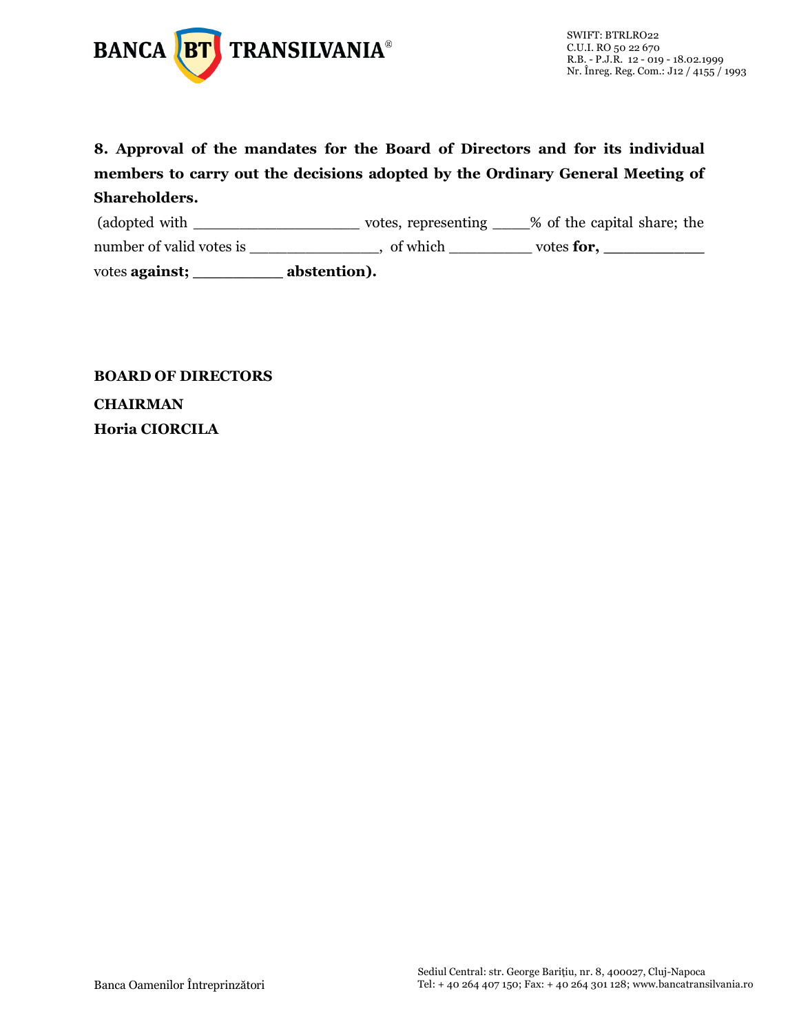**8. Approval of the mandates for the Board of Directors and for its individual members to carry out the decisions adopted by the Ordinary General Meeting of Shareholders.**

(adopted with __________________ votes, representing ____% of the capital share; the number of valid votes is ______________, of which _________ votes **for,** ___________ votes **against;** _________ **abstention).**

**BOARD OF DIRECTORS**

**CHAIRMAN**

**Horia CIORCILA**